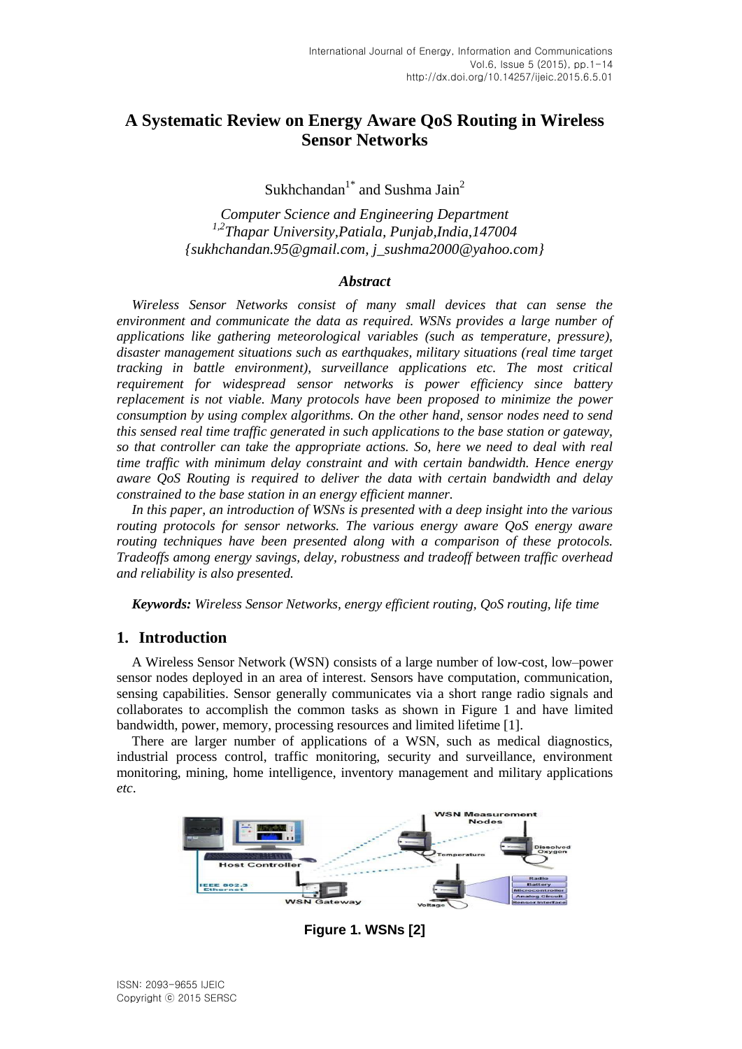# A Systematic Review on Energy Aware QoS Routing in Wireless Sensor Networks

Sukhchandan[1*] and Sushma Jain[2]

*Computer Science and Engineering Department*
*[1,2]Thapar University,Patiala, Punjab,India,147004*
*{sukhchandan.95@gmail.com, j_sushma2000@yahoo.com}*

## *Abstract*

*Wireless Sensor Networks consist of many small devices that can sense the environment and communicate the data as required. WSNs provides a large number of applications like gathering meteorological variables (such as temperature, pressure), disaster management situations such as earthquakes, military situations (real time target tracking in battle environment), surveillance applications etc. The most critical requirement for widespread sensor networks is power efficiency since battery replacement is not viable. Many protocols have been proposed to minimize the power consumption by using complex algorithms. On the other hand, sensor nodes need to send this sensed real time traffic generated in such applications to the base station or gateway, so that controller can take the appropriate actions. So, here we need to deal with real time traffic with minimum delay constraint and with certain bandwidth. Hence energy aware QoS Routing is required to deliver the data with certain bandwidth and delay constrained to the base station in an energy efficient manner.*

*In this paper, an introduction of WSNs is presented with a deep insight into the various routing protocols for sensor networks. The various energy aware QoS energy aware routing techniques have been presented along with a comparison of these protocols. Tradeoffs among energy savings, delay, robustness and tradeoff between traffic overhead and reliability is also presented.*

***Keywords:*** *Wireless Sensor Networks, energy efficient routing, QoS routing, life time*

## 1. Introduction

A Wireless Sensor Network (WSN) consists of a large number of low-cost, low–power sensor nodes deployed in an area of interest. Sensors have computation, communication, sensing capabilities. Sensor generally communicates via a short range radio signals and collaborates to accomplish the common tasks as shown in Figure 1 and have limited bandwidth, power, memory, processing resources and limited lifetime [1].

There are larger number of applications of a WSN, such as medical diagnostics, industrial process control, traffic monitoring, security and surveillance, environment monitoring, mining, home intelligence, inventory management and military applications *etc*.

**Figure 1. WSNs [2]**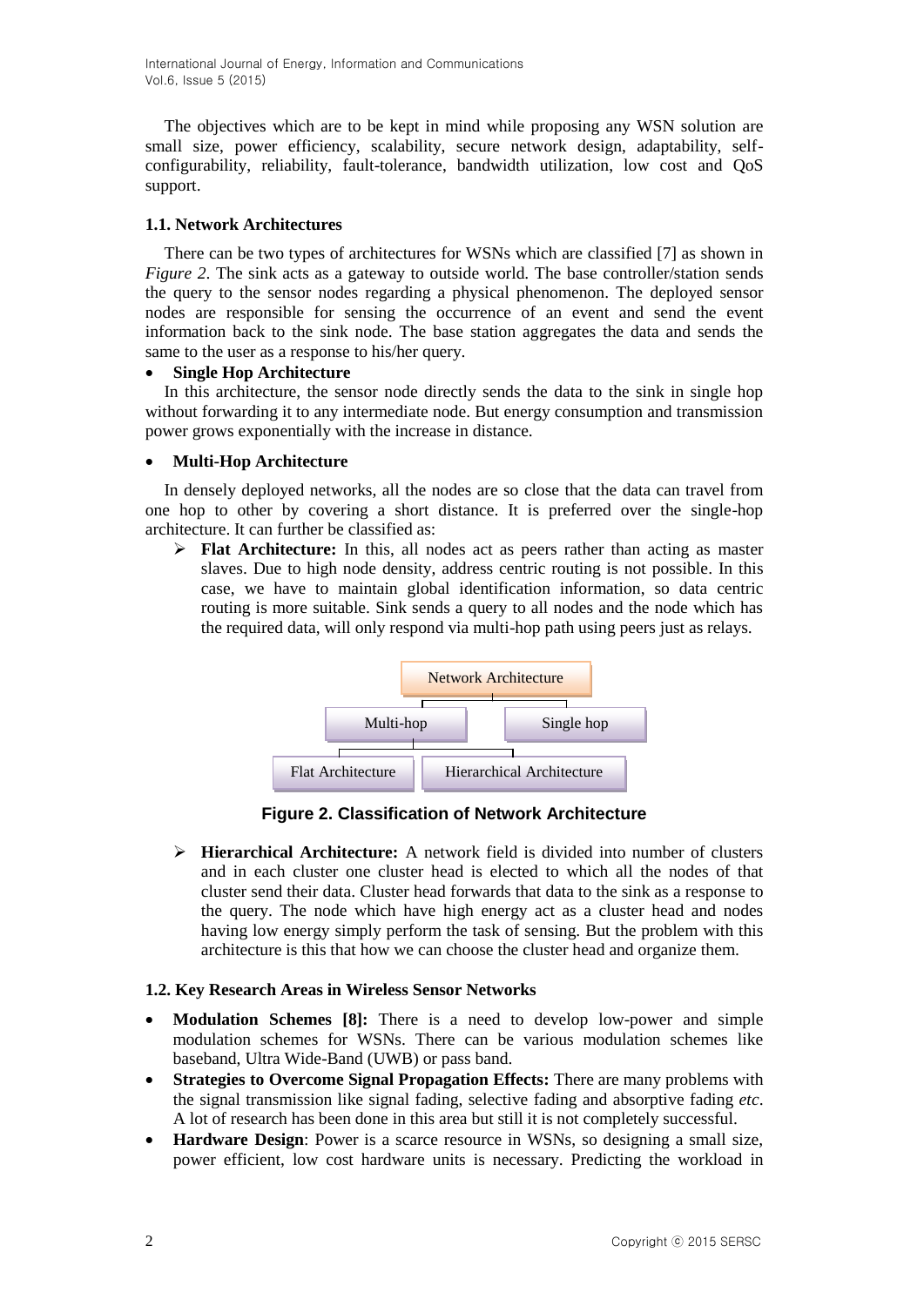The objectives which are to be kept in mind while proposing any WSN solution are small size, power efficiency, scalability, secure network design, adaptability, self-configurability, reliability, fault-tolerance, bandwidth utilization, low cost and QoS support.

### 1.1. Network Architectures

There can be two types of architectures for WSNs which are classified [7] as shown in *Figure 2*. The sink acts as a gateway to outside world. The base controller/station sends the query to the sensor nodes regarding a physical phenomenon. The deployed sensor nodes are responsible for sensing the occurrence of an event and send the event information back to the sink node. The base station aggregates the data and sends the same to the user as a response to his/her query.

- **Single Hop Architecture**

In this architecture, the sensor node directly sends the data to the sink in single hop without forwarding it to any intermediate node. But energy consumption and transmission power grows exponentially with the increase in distance.

- **Multi-Hop Architecture**

In densely deployed networks, all the nodes are so close that the data can travel from one hop to other by covering a short distance. It is preferred over the single-hop architecture. It can further be classified as:

- **Flat Architecture:** In this, all nodes act as peers rather than acting as master slaves. Due to high node density, address centric routing is not possible. In this case, we have to maintain global identification information, so data centric routing is more suitable. Sink sends a query to all nodes and the node which has the required data, will only respond via multi-hop path using peers just as relays.

Network Architecture
- Multi-hop
  - Flat Architecture
  - Hierarchical Architecture
- Single hop

**Figure 2. Classification of Network Architecture**

- **Hierarchical Architecture:** A network field is divided into number of clusters and in each cluster one cluster head is elected to which all the nodes of that cluster send their data. Cluster head forwards that data to the sink as a response to the query. The node which have high energy act as a cluster head and nodes having low energy simply perform the task of sensing. But the problem with this architecture is this that how we can choose the cluster head and organize them.

### 1.2. Key Research Areas in Wireless Sensor Networks

- **Modulation Schemes [8]:** There is a need to develop low-power and simple modulation schemes for WSNs. There can be various modulation schemes like baseband, Ultra Wide-Band (UWB) or pass band.
- **Strategies to Overcome Signal Propagation Effects:** There are many problems with the signal transmission like signal fading, selective fading and absorptive fading *etc*. A lot of research has been done in this area but still it is not completely successful.
- **Hardware Design**: Power is a scarce resource in WSNs, so designing a small size, power efficient, low cost hardware units is necessary. Predicting the workload in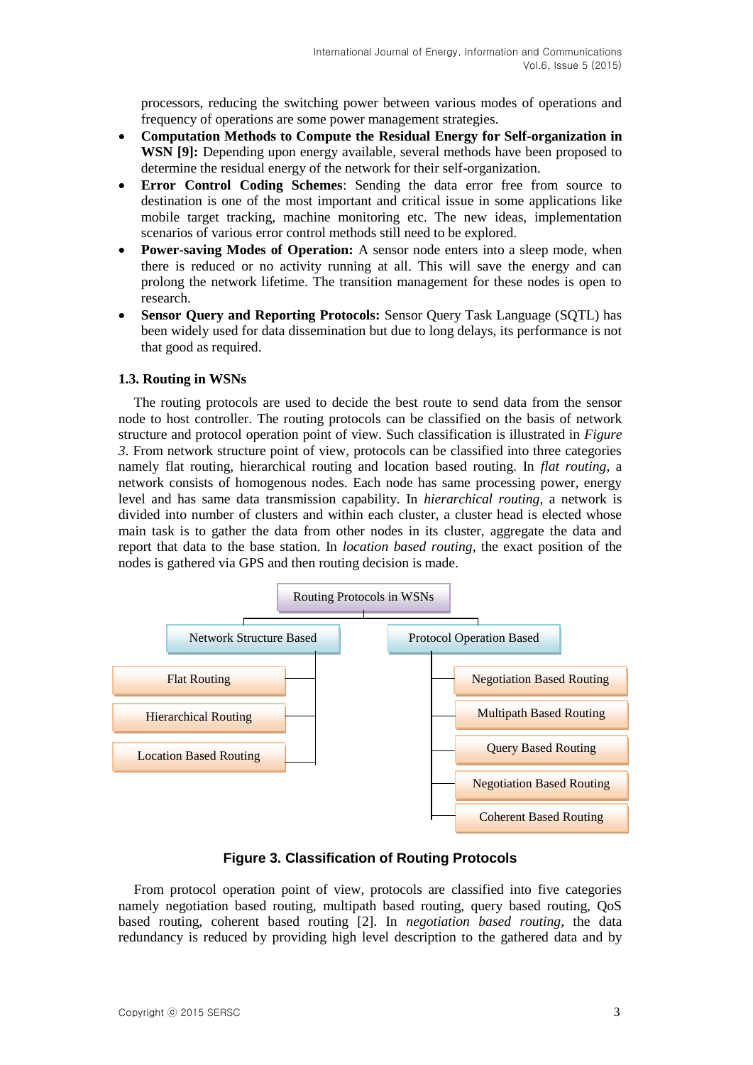processors, reducing the switching power between various modes of operations and frequency of operations are some power management strategies.

- **Computation Methods to Compute the Residual Energy for Self-organization in WSN [9]:** Depending upon energy available, several methods have been proposed to determine the residual energy of the network for their self-organization.
- **Error Control Coding Schemes**: Sending the data error free from source to destination is one of the most important and critical issue in some applications like mobile target tracking, machine monitoring etc. The new ideas, implementation scenarios of various error control methods still need to be explored.
- **Power-saving Modes of Operation:** A sensor node enters into a sleep mode, when there is reduced or no activity running at all. This will save the energy and can prolong the network lifetime. The transition management for these nodes is open to research.
- **Sensor Query and Reporting Protocols:** Sensor Query Task Language (SQTL) has been widely used for data dissemination but due to long delays, its performance is not that good as required.

### 1.3. Routing in WSNs

The routing protocols are used to decide the best route to send data from the sensor node to host controller. The routing protocols can be classified on the basis of network structure and protocol operation point of view. Such classification is illustrated in *Figure 3*. From network structure point of view, protocols can be classified into three categories namely flat routing, hierarchical routing and location based routing. In *flat routing*, a network consists of homogenous nodes. Each node has same processing power, energy level and has same data transmission capability. In *hierarchical routing*, a network is divided into number of clusters and within each cluster, a cluster head is elected whose main task is to gather the data from other nodes in its cluster, aggregate the data and report that data to the base station. In *location based routing*, the exact position of the nodes is gathered via GPS and then routing decision is made.

- Routing Protocols in WSNs
  - Network Structure Based
    - Flat Routing
    - Hierarchical Routing
    - Location Based Routing
  - Protocol Operation Based
    - Negotiation Based Routing
    - Multipath Based Routing
    - Query Based Routing
    - Negotiation Based Routing
    - Coherent Based Routing

**Figure 3. Classification of Routing Protocols**

From protocol operation point of view, protocols are classified into five categories namely negotiation based routing, multipath based routing, query based routing, QoS based routing, coherent based routing [2]. In *negotiation based routing*, the data redundancy is reduced by providing high level description to the gathered data and by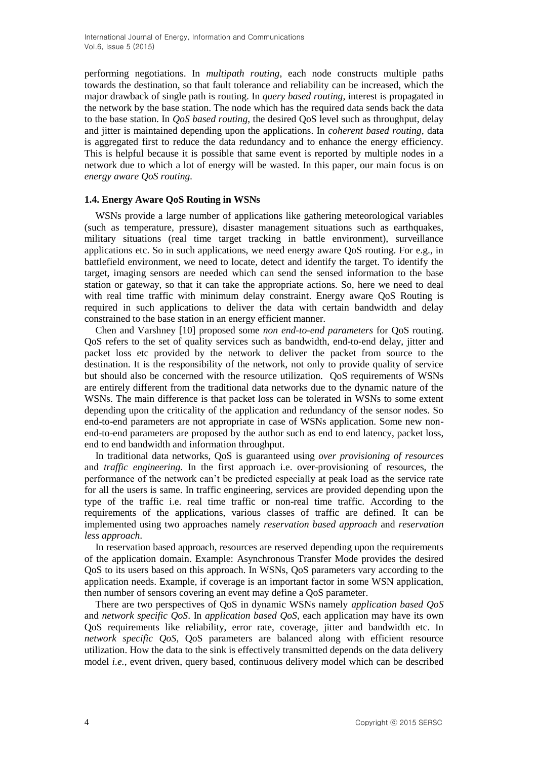performing negotiations. In *multipath routing*, each node constructs multiple paths towards the destination, so that fault tolerance and reliability can be increased, which the major drawback of single path is routing. In *query based routing*, interest is propagated in the network by the base station. The node which has the required data sends back the data to the base station. In *QoS based routing*, the desired QoS level such as throughput, delay and jitter is maintained depending upon the applications. In *coherent based routing*, data is aggregated first to reduce the data redundancy and to enhance the energy efficiency. This is helpful because it is possible that same event is reported by multiple nodes in a network due to which a lot of energy will be wasted. In this paper, our main focus is on *energy aware QoS routing*.

### 1.4. Energy Aware QoS Routing in WSNs

WSNs provide a large number of applications like gathering meteorological variables (such as temperature, pressure), disaster management situations such as earthquakes, military situations (real time target tracking in battle environment), surveillance applications etc. So in such applications, we need energy aware QoS routing. For e.g., in battlefield environment, we need to locate, detect and identify the target. To identify the target, imaging sensors are needed which can send the sensed information to the base station or gateway, so that it can take the appropriate actions. So, here we need to deal with real time traffic with minimum delay constraint. Energy aware QoS Routing is required in such applications to deliver the data with certain bandwidth and delay constrained to the base station in an energy efficient manner.

Chen and Varshney [10] proposed some *non end-to-end parameters* for QoS routing. QoS refers to the set of quality services such as bandwidth, end-to-end delay, jitter and packet loss etc provided by the network to deliver the packet from source to the destination. It is the responsibility of the network, not only to provide quality of service but should also be concerned with the resource utilization. QoS requirements of WSNs are entirely different from the traditional data networks due to the dynamic nature of the WSNs. The main difference is that packet loss can be tolerated in WSNs to some extent depending upon the criticality of the application and redundancy of the sensor nodes. So end-to-end parameters are not appropriate in case of WSNs application. Some new non-end-to-end parameters are proposed by the author such as end to end latency, packet loss, end to end bandwidth and information throughput.

In traditional data networks, QoS is guaranteed using *over provisioning of resources* and *traffic engineering.* In the first approach i.e. over-provisioning of resources, the performance of the network can't be predicted especially at peak load as the service rate for all the users is same. In traffic engineering, services are provided depending upon the type of the traffic i.e. real time traffic or non-real time traffic. According to the requirements of the applications, various classes of traffic are defined. It can be implemented using two approaches namely *reservation based approach* and *reservation less approach*.

In reservation based approach, resources are reserved depending upon the requirements of the application domain. Example: Asynchronous Transfer Mode provides the desired QoS to its users based on this approach. In WSNs, QoS parameters vary according to the application needs. Example, if coverage is an important factor in some WSN application, then number of sensors covering an event may define a QoS parameter.

There are two perspectives of QoS in dynamic WSNs namely *application based QoS* and *network specific QoS*. In *application based QoS*, each application may have its own QoS requirements like reliability, error rate, coverage, jitter and bandwidth etc. In *network specific QoS*, QoS parameters are balanced along with efficient resource utilization. How the data to the sink is effectively transmitted depends on the data delivery model *i.e.*, event driven, query based, continuous delivery model which can be described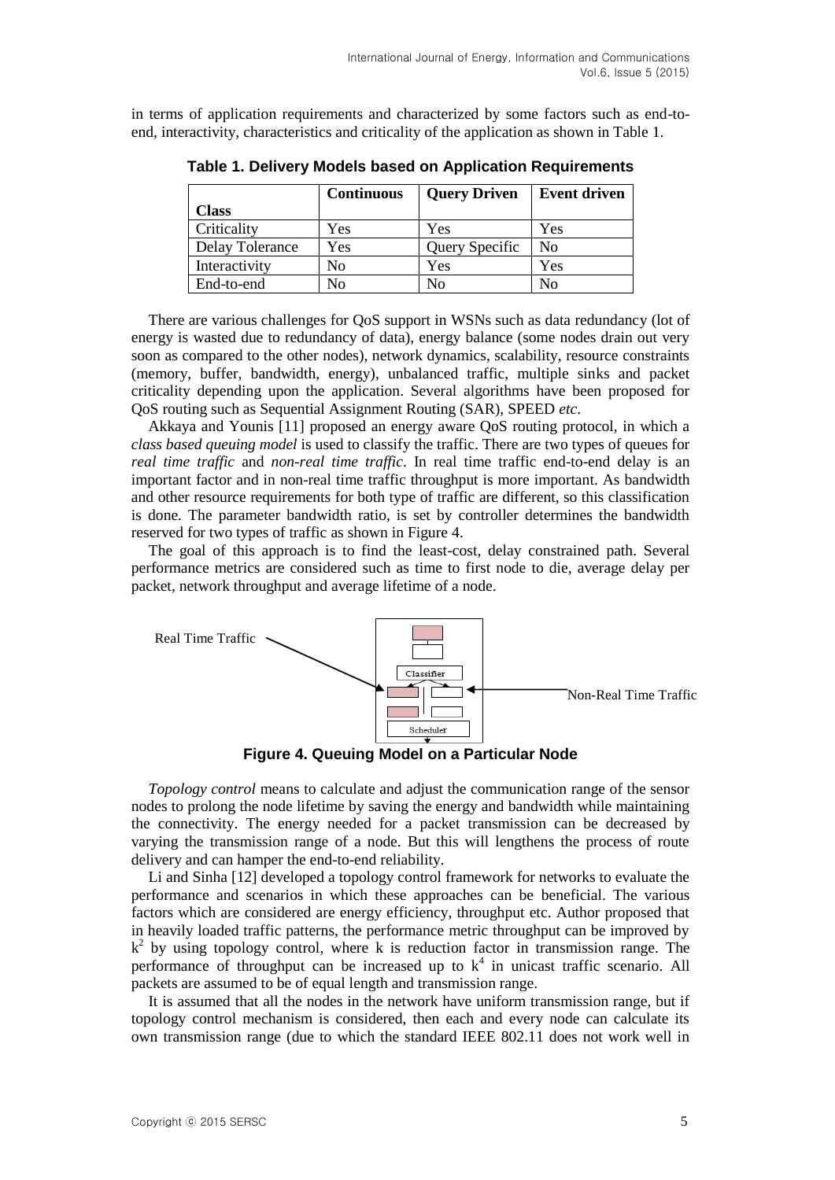in terms of application requirements and characterized by some factors such as end-to-end, interactivity, characteristics and criticality of the application as shown in Table 1.

**Table 1. Delivery Models based on Application Requirements**

| Class | Continuous | Query Driven | Event driven |
|---|---|---|---|
| Criticality | Yes | Yes | Yes |
| Delay Tolerance | Yes | Query Specific | No |
| Interactivity | No | Yes | Yes |
| End-to-end | No | No | No |

There are various challenges for QoS support in WSNs such as data redundancy (lot of energy is wasted due to redundancy of data), energy balance (some nodes drain out very soon as compared to the other nodes), network dynamics, scalability, resource constraints (memory, buffer, bandwidth, energy), unbalanced traffic, multiple sinks and packet criticality depending upon the application. Several algorithms have been proposed for QoS routing such as Sequential Assignment Routing (SAR), SPEED *etc.*

Akkaya and Younis [11] proposed an energy aware QoS routing protocol, in which a *class based queuing model* is used to classify the traffic. There are two types of queues for *real time traffic* and *non-real time traffic*. In real time traffic end-to-end delay is an important factor and in non-real time traffic throughput is more important. As bandwidth and other resource requirements for both type of traffic are different, so this classification is done. The parameter bandwidth ratio, is set by controller determines the bandwidth reserved for two types of traffic as shown in Figure 4.

The goal of this approach is to find the least-cost, delay constrained path. Several performance metrics are considered such as time to first node to die, average delay per packet, network throughput and average lifetime of a node.

Real Time Traffic — Classifier — Scheduler — Non-Real Time Traffic

**Figure 4. Queuing Model on a Particular Node**

*Topology control* means to calculate and adjust the communication range of the sensor nodes to prolong the node lifetime by saving the energy and bandwidth while maintaining the connectivity. The energy needed for a packet transmission can be decreased by varying the transmission range of a node. But this will lengthens the process of route delivery and can hamper the end-to-end reliability.

Li and Sinha [12] developed a topology control framework for networks to evaluate the performance and scenarios in which these approaches can be beneficial. The various factors which are considered are energy efficiency, throughput etc. Author proposed that in heavily loaded traffic patterns, the performance metric throughput can be improved by $k^2$ by using topology control, where k is reduction factor in transmission range. The performance of throughput can be increased up to $k^4$ in unicast traffic scenario. All packets are assumed to be of equal length and transmission range.

It is assumed that all the nodes in the network have uniform transmission range, but if topology control mechanism is considered, then each and every node can calculate its own transmission range (due to which the standard IEEE 802.11 does not work well in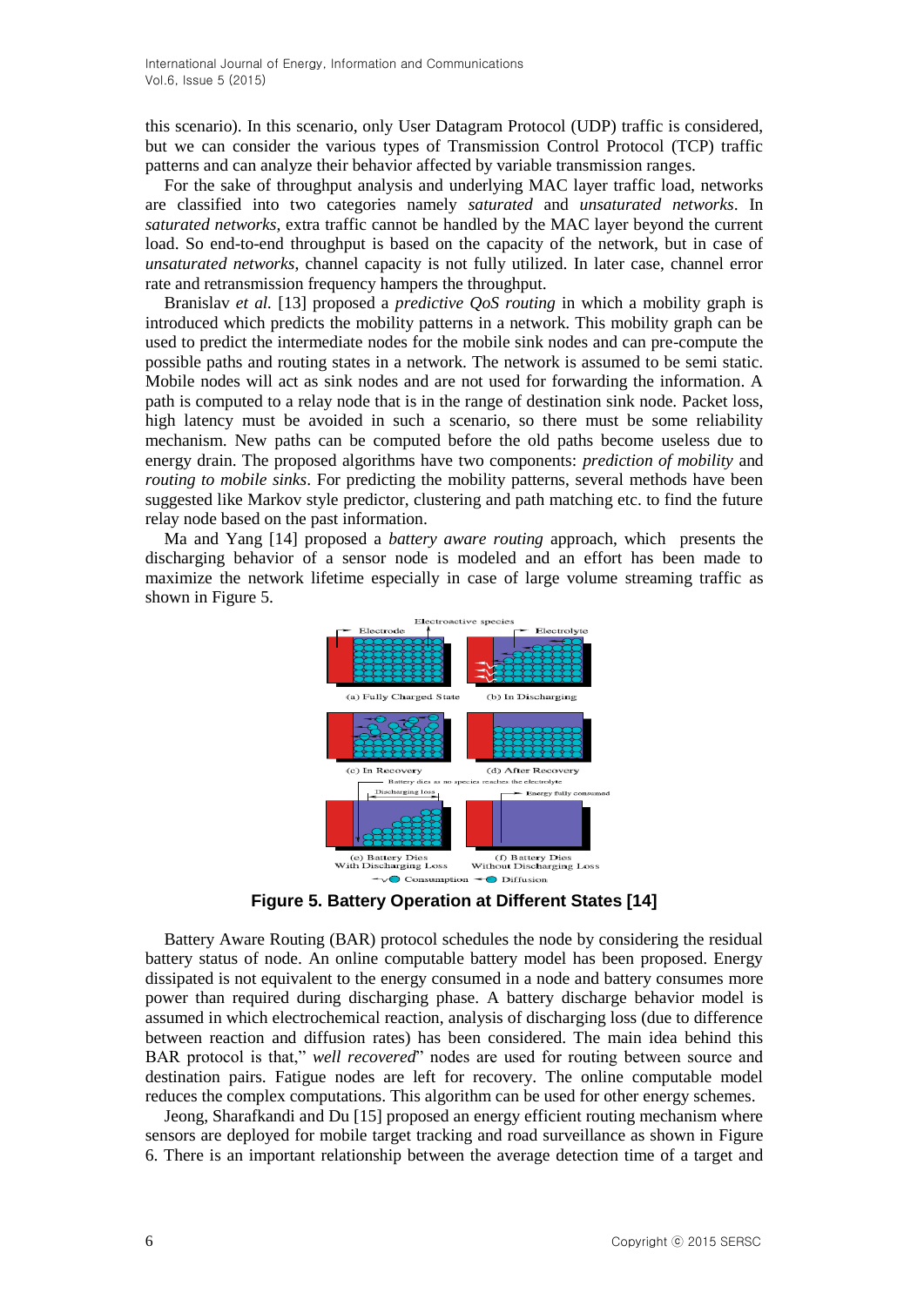this scenario). In this scenario, only User Datagram Protocol (UDP) traffic is considered, but we can consider the various types of Transmission Control Protocol (TCP) traffic patterns and can analyze their behavior affected by variable transmission ranges.

For the sake of throughput analysis and underlying MAC layer traffic load, networks are classified into two categories namely *saturated* and *unsaturated networks*. In *saturated networks*, extra traffic cannot be handled by the MAC layer beyond the current load. So end-to-end throughput is based on the capacity of the network, but in case of *unsaturated networks*, channel capacity is not fully utilized. In later case, channel error rate and retransmission frequency hampers the throughput.

Branislav *et al.* [13] proposed a *predictive QoS routing* in which a mobility graph is introduced which predicts the mobility patterns in a network. This mobility graph can be used to predict the intermediate nodes for the mobile sink nodes and can pre-compute the possible paths and routing states in a network. The network is assumed to be semi static. Mobile nodes will act as sink nodes and are not used for forwarding the information. A path is computed to a relay node that is in the range of destination sink node. Packet loss, high latency must be avoided in such a scenario, so there must be some reliability mechanism. New paths can be computed before the old paths become useless due to energy drain. The proposed algorithms have two components: *prediction of mobility* and *routing to mobile sinks*. For predicting the mobility patterns, several methods have been suggested like Markov style predictor, clustering and path matching etc. to find the future relay node based on the past information.

Ma and Yang [14] proposed a *battery aware routing* approach, which presents the discharging behavior of a sensor node is modeled and an effort has been made to maximize the network lifetime especially in case of large volume streaming traffic as shown in Figure 5.

**Figure 5. Battery Operation at Different States [14]**

Battery Aware Routing (BAR) protocol schedules the node by considering the residual battery status of node. An online computable battery model has been proposed. Energy dissipated is not equivalent to the energy consumed in a node and battery consumes more power than required during discharging phase. A battery discharge behavior model is assumed in which electrochemical reaction, analysis of discharging loss (due to difference between reaction and diffusion rates) has been considered. The main idea behind this BAR protocol is that," *well recovered*" nodes are used for routing between source and destination pairs. Fatigue nodes are left for recovery. The online computable model reduces the complex computations. This algorithm can be used for other energy schemes.

Jeong, Sharafkandi and Du [15] proposed an energy efficient routing mechanism where sensors are deployed for mobile target tracking and road surveillance as shown in Figure 6. There is an important relationship between the average detection time of a target and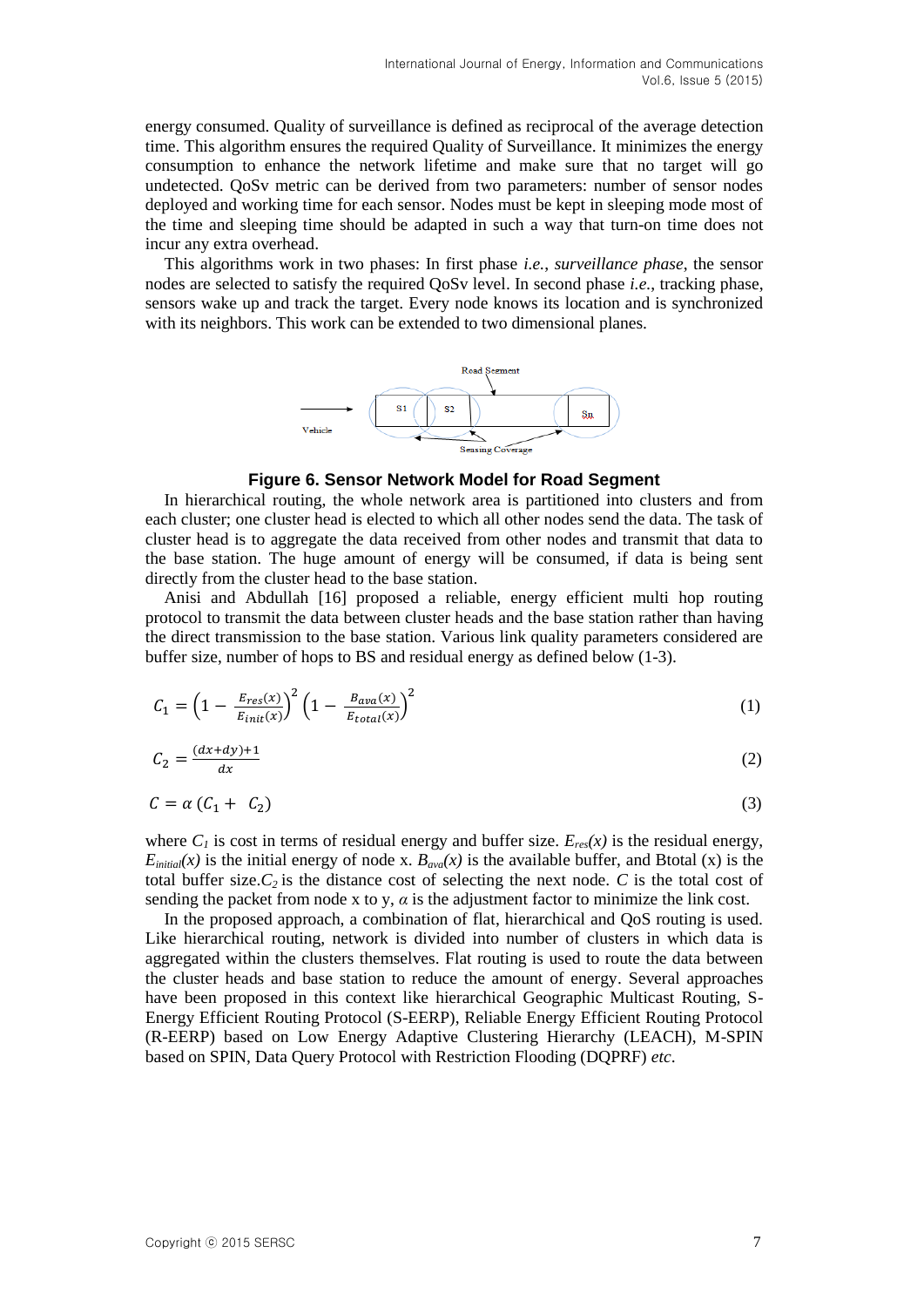energy consumed. Quality of surveillance is defined as reciprocal of the average detection time. This algorithm ensures the required Quality of Surveillance. It minimizes the energy consumption to enhance the network lifetime and make sure that no target will go undetected. QoSv metric can be derived from two parameters: number of sensor nodes deployed and working time for each sensor. Nodes must be kept in sleeping mode most of the time and sleeping time should be adapted in such a way that turn-on time does not incur any extra overhead.

This algorithms work in two phases: In first phase *i.e.*, *surveillance phase*, the sensor nodes are selected to satisfy the required QoSv level. In second phase *i.e.*, tracking phase, sensors wake up and track the target. Every node knows its location and is synchronized with its neighbors. This work can be extended to two dimensional planes.

**Figure 6. Sensor Network Model for Road Segment**

In hierarchical routing, the whole network area is partitioned into clusters and from each cluster; one cluster head is elected to which all other nodes send the data. The task of cluster head is to aggregate the data received from other nodes and transmit that data to the base station. The huge amount of energy will be consumed, if data is being sent directly from the cluster head to the base station.

Anisi and Abdullah [16] proposed a reliable, energy efficient multi hop routing protocol to transmit the data between cluster heads and the base station rather than having the direct transmission to the base station. Various link quality parameters considered are buffer size, number of hops to BS and residual energy as defined below (1-3).

$$C_1 = \left(1 - \frac{E_{res}(x)}{E_{init}(x)}\right)^2 \left(1 - \frac{B_{ava}(x)}{E_{total}(x)}\right)^2 \tag{1}$$

$$C_2 = \frac{(dx+dy)+1}{dx} \tag{2}$$

$$C = \alpha\,(C_1 + C_2) \tag{3}$$

where $C_1$ is cost in terms of residual energy and buffer size. $E_{res}(x)$ is the residual energy, $E_{initial}(x)$ is the initial energy of node x. $B_{ava}(x)$ is the available buffer, and Btotal (x) is the total buffer size. $C_2$ is the distance cost of selecting the next node. $C$ is the total cost of sending the packet from node x to y, $\alpha$ is the adjustment factor to minimize the link cost.

In the proposed approach, a combination of flat, hierarchical and QoS routing is used. Like hierarchical routing, network is divided into number of clusters in which data is aggregated within the clusters themselves. Flat routing is used to route the data between the cluster heads and base station to reduce the amount of energy. Several approaches have been proposed in this context like hierarchical Geographic Multicast Routing, S-Energy Efficient Routing Protocol (S-EERP), Reliable Energy Efficient Routing Protocol (R-EERP) based on Low Energy Adaptive Clustering Hierarchy (LEACH), M-SPIN based on SPIN, Data Query Protocol with Restriction Flooding (DQPRF) *etc*.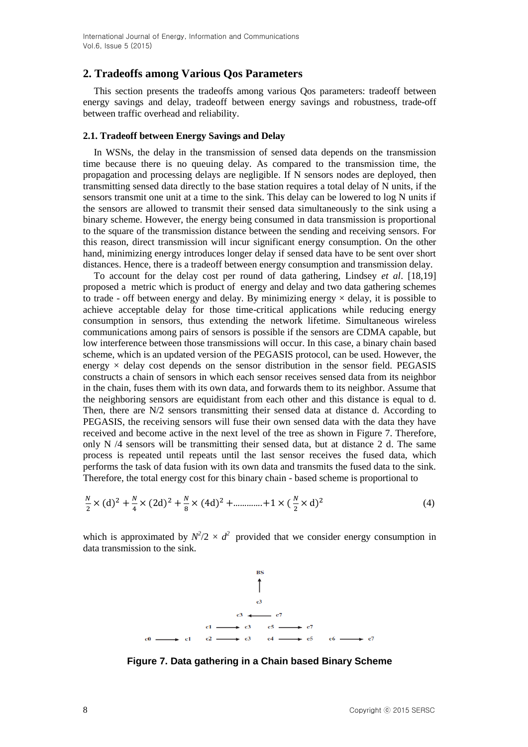## 2. Tradeoffs among Various Qos Parameters

This section presents the tradeoffs among various Qos parameters: tradeoff between energy savings and delay, tradeoff between energy savings and robustness, trade-off between traffic overhead and reliability.

### 2.1. Tradeoff between Energy Savings and Delay

In WSNs, the delay in the transmission of sensed data depends on the transmission time because there is no queuing delay. As compared to the transmission time, the propagation and processing delays are negligible. If N sensors nodes are deployed, then transmitting sensed data directly to the base station requires a total delay of N units, if the sensors transmit one unit at a time to the sink. This delay can be lowered to log N units if the sensors are allowed to transmit their sensed data simultaneously to the sink using a binary scheme. However, the energy being consumed in data transmission is proportional to the square of the transmission distance between the sending and receiving sensors. For this reason, direct transmission will incur significant energy consumption. On the other hand, minimizing energy introduces longer delay if sensed data have to be sent over short distances. Hence, there is a tradeoff between energy consumption and transmission delay.

To account for the delay cost per round of data gathering, Lindsey *et al*. [18,19] proposed a metric which is product of energy and delay and two data gathering schemes to trade - off between energy and delay. By minimizing energy × delay, it is possible to achieve acceptable delay for those time-critical applications while reducing energy consumption in sensors, thus extending the network lifetime. Simultaneous wireless communications among pairs of sensors is possible if the sensors are CDMA capable, but low interference between those transmissions will occur. In this case, a binary chain based scheme, which is an updated version of the PEGASIS protocol, can be used. However, the energy × delay cost depends on the sensor distribution in the sensor field. PEGASIS constructs a chain of sensors in which each sensor receives sensed data from its neighbor in the chain, fuses them with its own data, and forwards them to its neighbor. Assume that the neighboring sensors are equidistant from each other and this distance is equal to d. Then, there are N/2 sensors transmitting their sensed data at distance d. According to PEGASIS, the receiving sensors will fuse their own sensed data with the data they have received and become active in the next level of the tree as shown in Figure 7. Therefore, only N /4 sensors will be transmitting their sensed data, but at distance 2 d. The same process is repeated until repeats until the last sensor receives the fused data, which performs the task of data fusion with its own data and transmits the fused data to the sink. Therefore, the total energy cost for this binary chain - based scheme is proportional to

$$\frac{N}{2} \times (\mathrm{d})^2 + \frac{N}{4} \times (2\mathrm{d})^2 + \frac{N}{8} \times (4\mathrm{d})^2 + \ldots\ldots\ldots\ldots + 1 \times \left(\frac{N}{2} \times \mathrm{d}\right)^2 \tag{4}$$

which is approximated by $N^2/2 \times d^2$ provided that we consider energy consumption in data transmission to the sink.

```
                              BS
                              ↑
                              c3
                         c3 ←—— c7
                  c1 ——→ c3    c5 ——→ c7
c0 ——→ c1     c2 ——→ c3    c4 ——→ c5     c6 ——→ c7
```

**Figure 7. Data gathering in a Chain based Binary Scheme**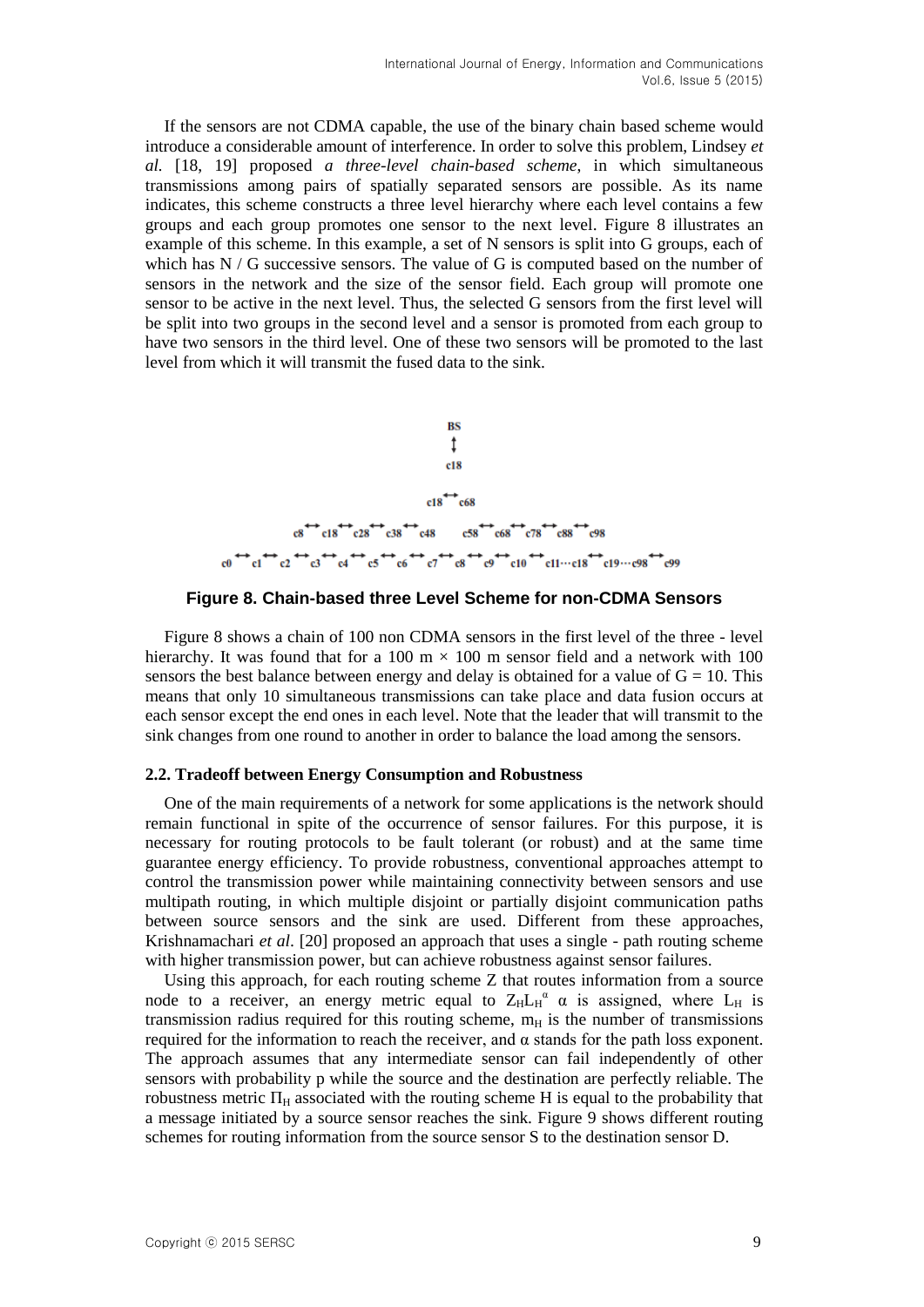If the sensors are not CDMA capable, the use of the binary chain based scheme would introduce a considerable amount of interference. In order to solve this problem, Lindsey *et al.* [18, 19] proposed *a three-level chain-based scheme*, in which simultaneous transmissions among pairs of spatially separated sensors are possible. As its name indicates, this scheme constructs a three level hierarchy where each level contains a few groups and each group promotes one sensor to the next level. Figure 8 illustrates an example of this scheme. In this example, a set of N sensors is split into G groups, each of which has N / G successive sensors. The value of G is computed based on the number of sensors in the network and the size of the sensor field. Each group will promote one sensor to be active in the next level. Thus, the selected G sensors from the first level will be split into two groups in the second level and a sensor is promoted from each group to have two sensors in the third level. One of these two sensors will be promoted to the last level from which it will transmit the fused data to the sink.

```
                                BS
                                ↕
                               c18

                           c18 ↔ c68

        c8 ↔ c18 ↔ c28 ↔ c38 ↔ c48      c58 ↔ c68 ↔ c78 ↔ c88 ↔ c98

c0 ↔ c1 ↔ c2 ↔ c3 ↔ c4 ↔ c5 ↔ c6 ↔ c7 ↔ c8 ↔ c9 ↔ c10 ↔ c11···c18 ↔ c19···c98 ↔ c99
```

**Figure 8. Chain-based three Level Scheme for non-CDMA Sensors**

Figure 8 shows a chain of 100 non CDMA sensors in the first level of the three - level hierarchy. It was found that for a 100 m × 100 m sensor field and a network with 100 sensors the best balance between energy and delay is obtained for a value of G = 10. This means that only 10 simultaneous transmissions can take place and data fusion occurs at each sensor except the end ones in each level. Note that the leader that will transmit to the sink changes from one round to another in order to balance the load among the sensors.

### 2.2. Tradeoff between Energy Consumption and Robustness

One of the main requirements of a network for some applications is the network should remain functional in spite of the occurrence of sensor failures. For this purpose, it is necessary for routing protocols to be fault tolerant (or robust) and at the same time guarantee energy efficiency. To provide robustness, conventional approaches attempt to control the transmission power while maintaining connectivity between sensors and use multipath routing, in which multiple disjoint or partially disjoint communication paths between source sensors and the sink are used. Different from these approaches, Krishnamachari *et al*. [20] proposed an approach that uses a single - path routing scheme with higher transmission power, but can achieve robustness against sensor failures.

Using this approach, for each routing scheme Z that routes information from a source node to a receiver, an energy metric equal to $Z_H L_H^{\alpha}$ α is assigned, where $L_H$ is transmission radius required for this routing scheme, $m_H$ is the number of transmissions required for the information to reach the receiver, and α stands for the path loss exponent. The approach assumes that any intermediate sensor can fail independently of other sensors with probability p while the source and the destination are perfectly reliable. The robustness metric $\Pi_H$ associated with the routing scheme H is equal to the probability that a message initiated by a source sensor reaches the sink. Figure 9 shows different routing schemes for routing information from the source sensor S to the destination sensor D.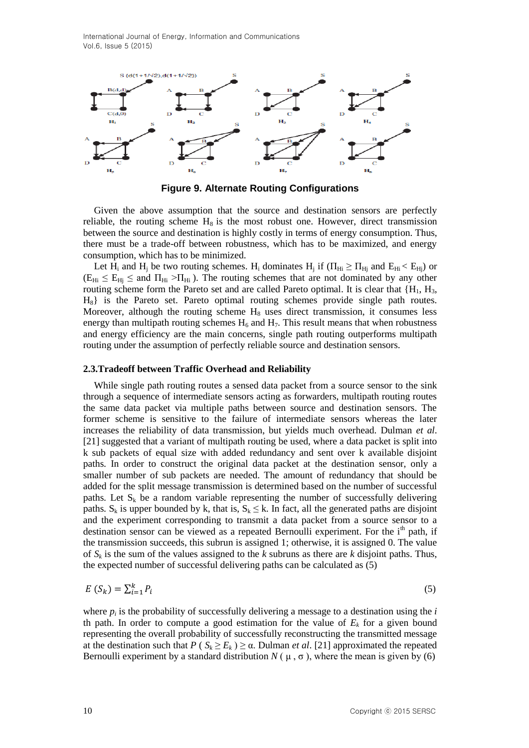Figure 9. Alternate Routing Configurations

Given the above assumption that the source and destination sensors are perfectly reliable, the routing scheme $H_8$ is the most robust one. However, direct transmission between the source and destination is highly costly in terms of energy consumption. Thus, there must be a trade-off between robustness, which has to be maximized, and energy consumption, which has to be minimized.

Let $H_i$ and $H_j$ be two routing schemes. $H_i$ dominates $H_j$ if ($\Pi_{Hi} \geq \Pi_{Hj}$ and $E_{Hi} < E_{Hj}$) or ($E_{Hi} \leq E_{Hj} \leq$ and $\Pi_{Hi} > \Pi_{Hi}$ ). The routing schemes that are not dominated by any other routing scheme form the Pareto set and are called Pareto optimal. It is clear that {$H_1$, $H_3$, $H_8$} is the Pareto set. Pareto optimal routing schemes provide single path routes. Moreover, although the routing scheme $H_8$ uses direct transmission, it consumes less energy than multipath routing schemes $H_6$ and $H_7$. This result means that when robustness and energy efficiency are the main concerns, single path routing outperforms multipath routing under the assumption of perfectly reliable source and destination sensors.

### 2.3.Tradeoff between Traffic Overhead and Reliability

While single path routing routes a sensed data packet from a source sensor to the sink through a sequence of intermediate sensors acting as forwarders, multipath routing routes the same data packet via multiple paths between source and destination sensors. The former scheme is sensitive to the failure of intermediate sensors whereas the later increases the reliability of data transmission, but yields much overhead. Dulman *et al*. [21] suggested that a variant of multipath routing be used, where a data packet is split into k sub packets of equal size with added redundancy and sent over k available disjoint paths. In order to construct the original data packet at the destination sensor, only a smaller number of sub packets are needed. The amount of redundancy that should be added for the split message transmission is determined based on the number of successful paths. Let $S_k$ be a random variable representing the number of successfully delivering paths. $S_k$ is upper bounded by k, that is, $S_k \leq k$. In fact, all the generated paths are disjoint and the experiment corresponding to transmit a data packet from a source sensor to a destination sensor can be viewed as a repeated Bernoulli experiment. For the $i^{th}$ path, if the transmission succeeds, this subrun is assigned 1; otherwise, it is assigned 0. The value of $S_k$ is the sum of the values assigned to the *k* subruns as there are *k* disjoint paths. Thus, the expected number of successful delivering paths can be calculated as (5)

$$E\,(S_k) = \sum_{i=1}^{k} P_i \tag{5}$$

where $p_i$ is the probability of successfully delivering a message to a destination using the *i* th path. In order to compute a good estimation for the value of $E_k$ for a given bound representing the overall probability of successfully reconstructing the transmitted message at the destination sensor such that $P\,(S_k \geq E_k) \geq \alpha$. Dulman *et al*. [21] approximated the repeated Bernoulli experiment by a standard distribution $N\,(\mu, \sigma)$, where the mean is given by (6)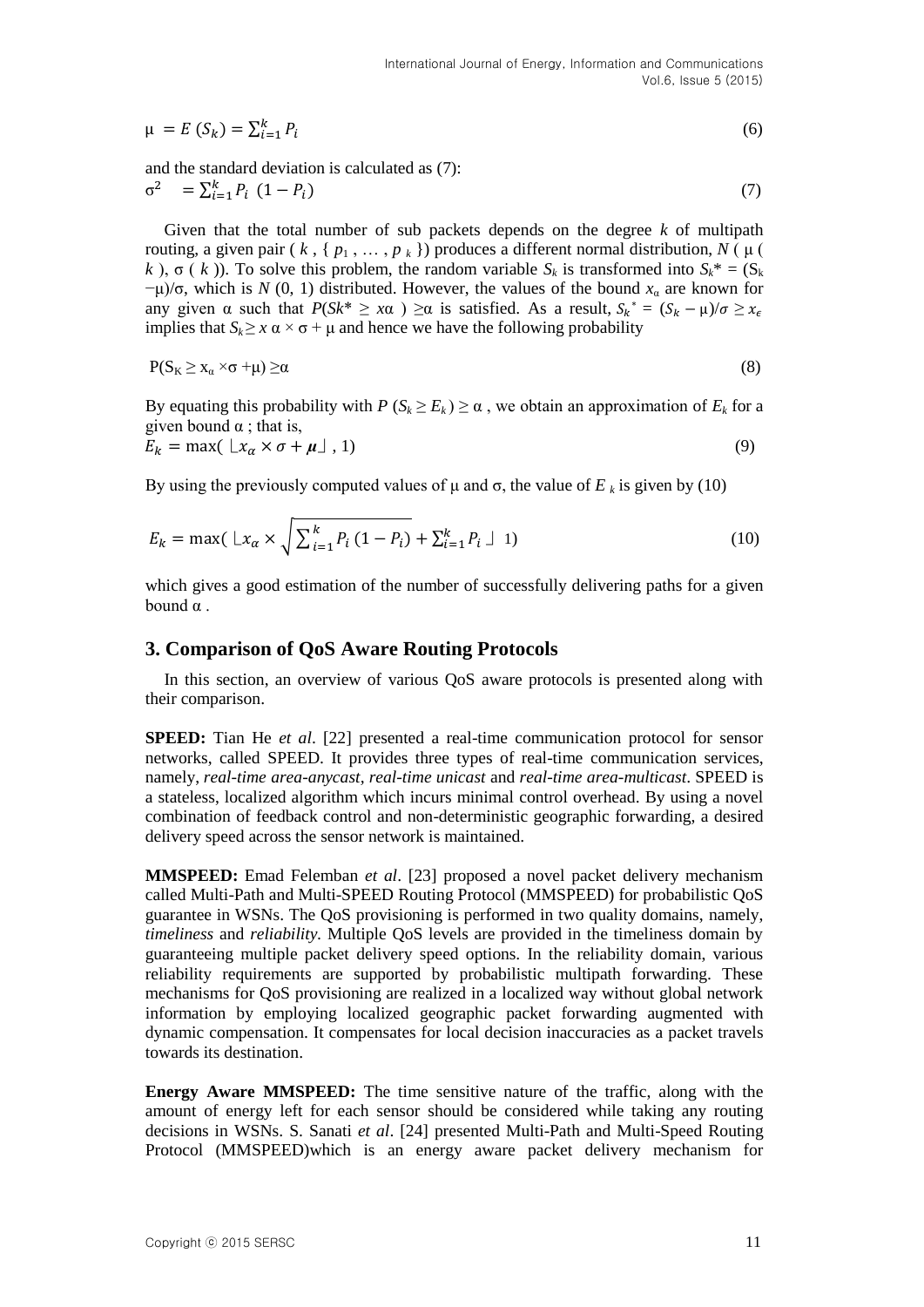$$\mu = E(S_k) = \sum_{i=1}^{k} P_i \tag{6}$$

and the standard deviation is calculated as (7):

$$\sigma^2 = \sum_{i=1}^{k} P_i \ (1 - P_i) \tag{7}$$

Given that the total number of sub packets depends on the degree $k$ of multipath routing, a given pair ( $k$ , { $p_1$ , … , $p_k$ }) produces a different normal distribution, $N$ ( $\mu$ ( $k$ ), $\sigma$ ( $k$ )). To solve this problem, the random variable $S_k$ is transformed into $S_k^* = (S_k - \mu)/\sigma$, which is $N$ (0, 1) distributed. However, the values of the bound $x_\alpha$ are known for any given $\alpha$ such that $P(Sk^* \geq x\alpha) \geq \alpha$ is satisfied. As a result, $S_k^* = (S_k - \mu)/\sigma \geq x_\epsilon$ implies that $S_k \geq x\ \alpha \times \sigma + \mu$ and hence we have the following probability

$$P(S_K \geq x_\alpha \times \sigma + \mu) \geq \alpha \tag{8}$$

By equating this probability with $P(S_k \geq E_k) \geq \alpha$ , we obtain an approximation of $E_k$ for a given bound $\alpha$ ; that is,

$$E_k = \max(\lfloor x_\alpha \times \sigma + \boldsymbol{\mu} \rfloor, 1) \tag{9}$$

By using the previously computed values of $\mu$ and $\sigma$, the value of $E_k$ is given by (10)

$$E_k = \max(\lfloor x_\alpha \times \sqrt{\sum_{i=1}^{k} P_i (1 - P_i)} + \sum_{i=1}^{k} P_i \rfloor \ 1) \tag{10}$$

which gives a good estimation of the number of successfully delivering paths for a given bound $\alpha$ .

## 3. Comparison of QoS Aware Routing Protocols

In this section, an overview of various QoS aware protocols is presented along with their comparison.

**SPEED:** Tian He *et al*. [22] presented a real-time communication protocol for sensor networks, called SPEED. It provides three types of real-time communication services, namely, *real-time area-anycast*, *real-time unicast* and *real-time area-multicast*. SPEED is a stateless, localized algorithm which incurs minimal control overhead. By using a novel combination of feedback control and non-deterministic geographic forwarding, a desired delivery speed across the sensor network is maintained.

**MMSPEED:** Emad Felemban *et al*. [23] proposed a novel packet delivery mechanism called Multi-Path and Multi-SPEED Routing Protocol (MMSPEED) for probabilistic QoS guarantee in WSNs. The QoS provisioning is performed in two quality domains, namely, *timeliness* and *reliability*. Multiple QoS levels are provided in the timeliness domain by guaranteeing multiple packet delivery speed options. In the reliability domain, various reliability requirements are supported by probabilistic multipath forwarding. These mechanisms for QoS provisioning are realized in a localized way without global network information by employing localized geographic packet forwarding augmented with dynamic compensation. It compensates for local decision inaccuracies as a packet travels towards its destination.

**Energy Aware MMSPEED:** The time sensitive nature of the traffic, along with the amount of energy left for each sensor should be considered while taking any routing decisions in WSNs. S. Sanati *et al*. [24] presented Multi-Path and Multi-Speed Routing Protocol (MMSPEED)which is an energy aware packet delivery mechanism for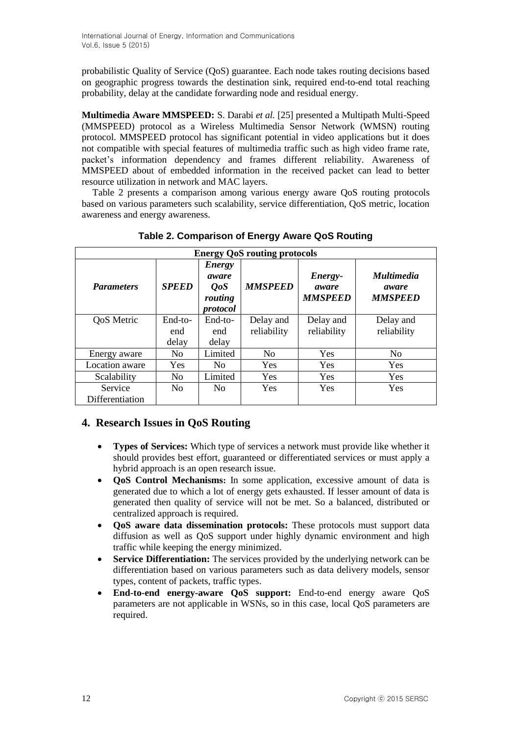probabilistic Quality of Service (QoS) guarantee. Each node takes routing decisions based on geographic progress towards the destination sink, required end-to-end total reaching probability, delay at the candidate forwarding node and residual energy.

**Multimedia Aware MMSPEED:** S. Darabi *et al.* [25] presented a Multipath Multi-Speed (MMSPEED) protocol as a Wireless Multimedia Sensor Network (WMSN) routing protocol. MMSPEED protocol has significant potential in video applications but it does not compatible with special features of multimedia traffic such as high video frame rate, packet's information dependency and frames different reliability. Awareness of MMSPEED about of embedded information in the received packet can lead to better resource utilization in network and MAC layers.

Table 2 presents a comparison among various energy aware QoS routing protocols based on various parameters such scalability, service differentiation, QoS metric, location awareness and energy awareness.

**Table 2. Comparison of Energy Aware QoS Routing**

| **Energy QoS routing protocols** | | | | | |
|---|---|---|---|---|---|
| ***Parameters*** | ***SPEED*** | ***Energy aware QoS routing protocol*** | ***MMSPEED*** | ***Energy-aware MMSPEED*** | ***Multimedia aware MMSPEED*** |
| QoS Metric | End-to-end delay | End-to-end delay | Delay and reliability | Delay and reliability | Delay and reliability |
| Energy aware | No | Limited | No | Yes | No |
| Location aware | Yes | No | Yes | Yes | Yes |
| Scalability | No | Limited | Yes | Yes | Yes |
| Service Differentiation | No | No | Yes | Yes | Yes |

## 4. Research Issues in QoS Routing

- **Types of Services:** Which type of services a network must provide like whether it should provides best effort, guaranteed or differentiated services or must apply a hybrid approach is an open research issue.
- **QoS Control Mechanisms:** In some application, excessive amount of data is generated due to which a lot of energy gets exhausted. If lesser amount of data is generated then quality of service will not be met. So a balanced, distributed or centralized approach is required.
- **QoS aware data dissemination protocols:** These protocols must support data diffusion as well as QoS support under highly dynamic environment and high traffic while keeping the energy minimized.
- **Service Differentiation:** The services provided by the underlying network can be differentiation based on various parameters such as data delivery models, sensor types, content of packets, traffic types.
- **End-to-end energy-aware QoS support:** End-to-end energy aware QoS parameters are not applicable in WSNs, so in this case, local QoS parameters are required.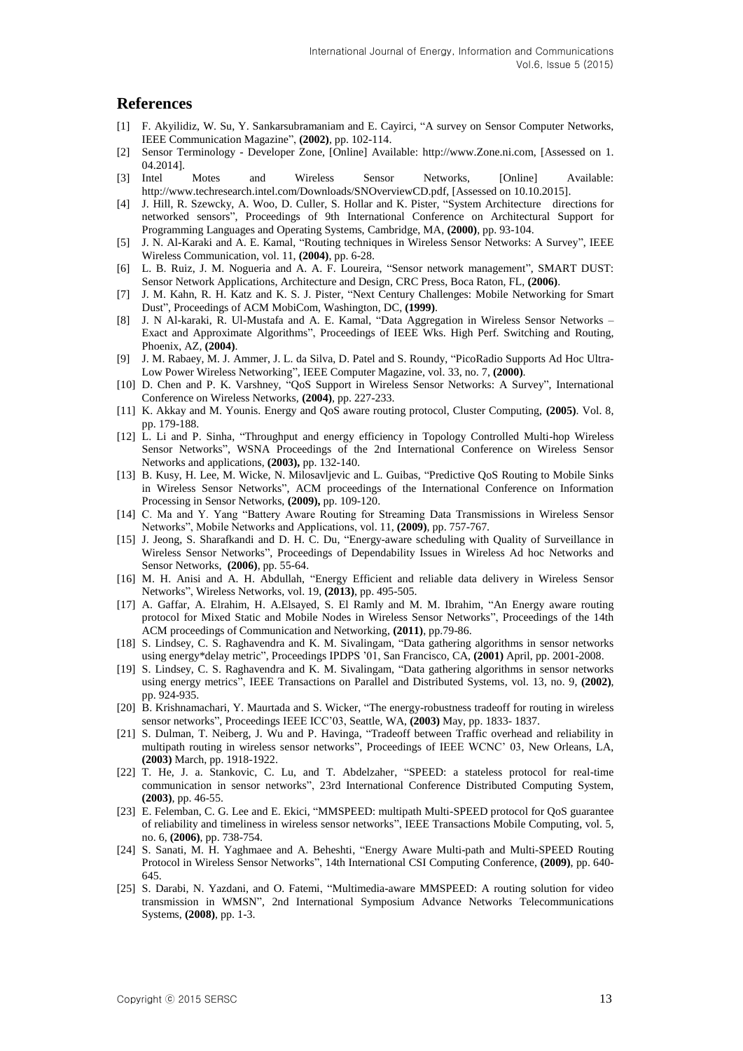## References

[1] F. Akyilidiz, W. Su, Y. Sankarsubramaniam and E. Cayirci, "A survey on Sensor Computer Networks, IEEE Communication Magazine", **(2002)**, pp. 102-114.

[2] Sensor Terminology - Developer Zone, [Online] Available: http://www.Zone.ni.com, [Assessed on 1. 04.2014].

[3] Intel Motes and Wireless Sensor Networks, [Online] Available: http://www.techresearch.intel.com/Downloads/SNOverviewCD.pdf, [Assessed on 10.10.2015].

[4] J. Hill, R. Szewcky, A. Woo, D. Culler, S. Hollar and K. Pister, "System Architecture directions for networked sensors", Proceedings of 9th International Conference on Architectural Support for Programming Languages and Operating Systems, Cambridge, MA, **(2000)**, pp. 93-104.

[5] J. N. Al-Karaki and A. E. Kamal, "Routing techniques in Wireless Sensor Networks: A Survey", IEEE Wireless Communication, vol. 11, **(2004)**, pp. 6-28.

[6] L. B. Ruiz, J. M. Nogueria and A. A. F. Loureira, "Sensor network management", SMART DUST: Sensor Network Applications, Architecture and Design, CRC Press, Boca Raton, FL, **(2006)**.

[7] J. M. Kahn, R. H. Katz and K. S. J. Pister, "Next Century Challenges: Mobile Networking for Smart Dust", Proceedings of ACM MobiCom, Washington, DC, **(1999)**.

[8] J. N Al-karaki, R. Ul-Mustafa and A. E. Kamal, "Data Aggregation in Wireless Sensor Networks – Exact and Approximate Algorithms", Proceedings of IEEE Wks. High Perf. Switching and Routing, Phoenix, AZ, **(2004)**.

[9] J. M. Rabaey, M. J. Ammer, J. L. da Silva, D. Patel and S. Roundy, "PicoRadio Supports Ad Hoc Ultra-Low Power Wireless Networking", IEEE Computer Magazine, vol. 33, no. 7, **(2000)**.

[10] D. Chen and P. K. Varshney, "QoS Support in Wireless Sensor Networks: A Survey", International Conference on Wireless Networks, **(2004)**, pp. 227-233.

[11] K. Akkay and M. Younis. Energy and QoS aware routing protocol, Cluster Computing, **(2005)**. Vol. 8, pp. 179-188.

[12] L. Li and P. Sinha, "Throughput and energy efficiency in Topology Controlled Multi-hop Wireless Sensor Networks", WSNA Proceedings of the 2nd International Conference on Wireless Sensor Networks and applications, **(2003),** pp. 132-140.

[13] B. Kusy, H. Lee, M. Wicke, N. Milosavljevic and L. Guibas, "Predictive QoS Routing to Mobile Sinks in Wireless Sensor Networks", ACM proceedings of the International Conference on Information Processing in Sensor Networks, **(2009),** pp. 109-120.

[14] C. Ma and Y. Yang "Battery Aware Routing for Streaming Data Transmissions in Wireless Sensor Networks", Mobile Networks and Applications, vol. 11, **(2009)**, pp. 757-767.

[15] J. Jeong, S. Sharafkandi and D. H. C. Du, "Energy-aware scheduling with Quality of Surveillance in Wireless Sensor Networks", Proceedings of Dependability Issues in Wireless Ad hoc Networks and Sensor Networks, **(2006)**, pp. 55-64.

[16] M. H. Anisi and A. H. Abdullah, "Energy Efficient and reliable data delivery in Wireless Sensor Networks", Wireless Networks, vol. 19, **(2013)**, pp. 495-505.

[17] A. Gaffar, A. Elrahim, H. A.Elsayed, S. El Ramly and M. M. Ibrahim, "An Energy aware routing protocol for Mixed Static and Mobile Nodes in Wireless Sensor Networks", Proceedings of the 14th ACM proceedings of Communication and Networking, **(2011)**, pp.79-86.

[18] S. Lindsey, C. S. Raghavendra and K. M. Sivalingam, "Data gathering algorithms in sensor networks using energy*delay metric", Proceedings IPDPS '01, San Francisco, CA, **(2001)** April, pp. 2001-2008.

[19] S. Lindsey, C. S. Raghavendra and K. M. Sivalingam, "Data gathering algorithms in sensor networks using energy metrics", IEEE Transactions on Parallel and Distributed Systems, vol. 13, no. 9, **(2002)**, pp. 924-935.

[20] B. Krishnamachari, Y. Maurtada and S. Wicker, "The energy-robustness tradeoff for routing in wireless sensor networks", Proceedings IEEE ICC'03, Seattle, WA, **(2003)** May, pp. 1833- 1837.

[21] S. Dulman, T. Neiberg, J. Wu and P. Havinga, "Tradeoff between Traffic overhead and reliability in multipath routing in wireless sensor networks", Proceedings of IEEE WCNC' 03, New Orleans, LA, **(2003)** March, pp. 1918-1922.

[22] T. He, J. a. Stankovic, C. Lu, and T. Abdelzaher, "SPEED: a stateless protocol for real-time communication in sensor networks", 23rd International Conference Distributed Computing System, **(2003)**, pp. 46-55.

[23] E. Felemban, C. G. Lee and E. Ekici, "MMSPEED: multipath Multi-SPEED protocol for QoS guarantee of reliability and timeliness in wireless sensor networks", IEEE Transactions Mobile Computing, vol. 5, no. 6, **(2006)**, pp. 738-754.

[24] S. Sanati, M. H. Yaghmaee and A. Beheshti, "Energy Aware Multi-path and Multi-SPEED Routing Protocol in Wireless Sensor Networks", 14th International CSI Computing Conference, **(2009)**, pp. 640-645.

[25] S. Darabi, N. Yazdani, and O. Fatemi, "Multimedia-aware MMSPEED: A routing solution for video transmission in WMSN", 2nd International Symposium Advance Networks Telecommunications Systems, **(2008)**, pp. 1-3.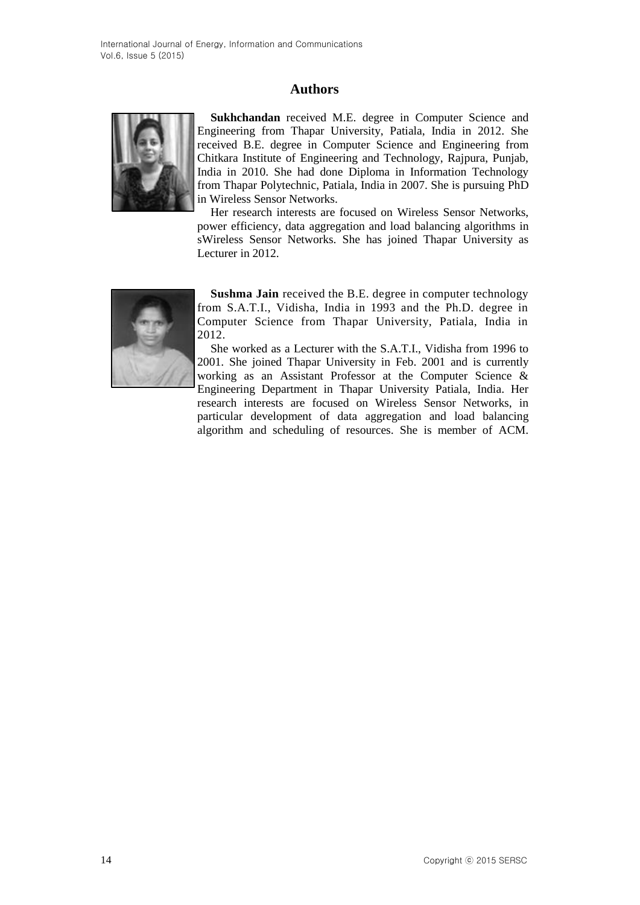## Authors

**Sukhchandan** received M.E. degree in Computer Science and Engineering from Thapar University, Patiala, India in 2012. She received B.E. degree in Computer Science and Engineering from Chitkara Institute of Engineering and Technology, Rajpura, Punjab, India in 2010. She had done Diploma in Information Technology from Thapar Polytechnic, Patiala, India in 2007. She is pursuing PhD in Wireless Sensor Networks.

Her research interests are focused on Wireless Sensor Networks, power efficiency, data aggregation and load balancing algorithms in sWireless Sensor Networks. She has joined Thapar University as Lecturer in 2012.

**Sushma Jain** received the B.E. degree in computer technology from S.A.T.I., Vidisha, India in 1993 and the Ph.D. degree in Computer Science from Thapar University, Patiala, India in 2012.

She worked as a Lecturer with the S.A.T.I., Vidisha from 1996 to 2001. She joined Thapar University in Feb. 2001 and is currently working as an Assistant Professor at the Computer Science & Engineering Department in Thapar University Patiala, India. Her research interests are focused on Wireless Sensor Networks, in particular development of data aggregation and load balancing algorithm and scheduling of resources. She is member of ACM.